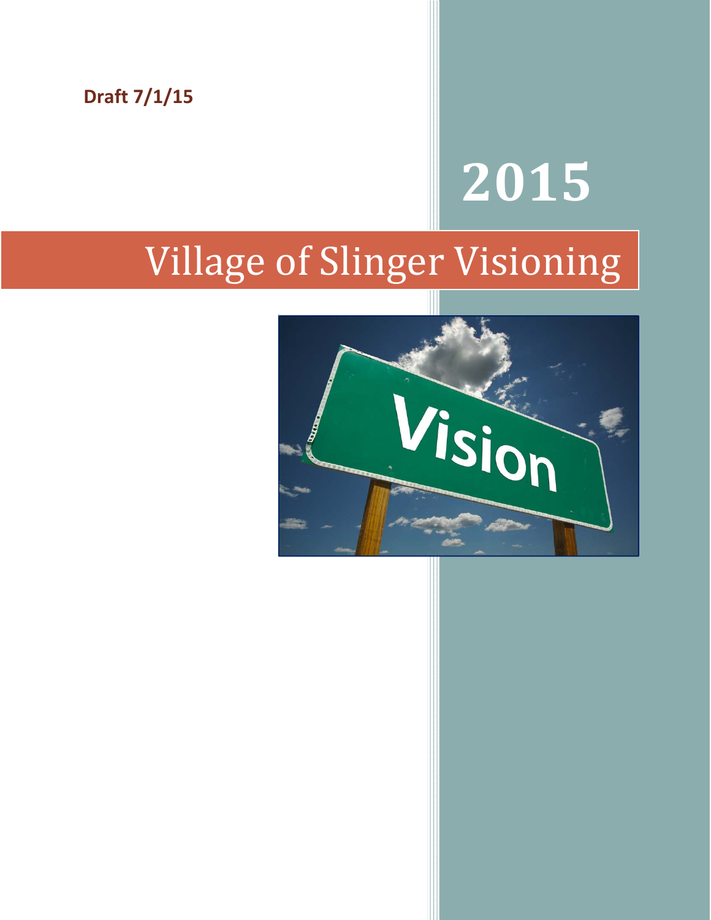Draft 7/1/15

# 2015

# Village of Slinger Visioning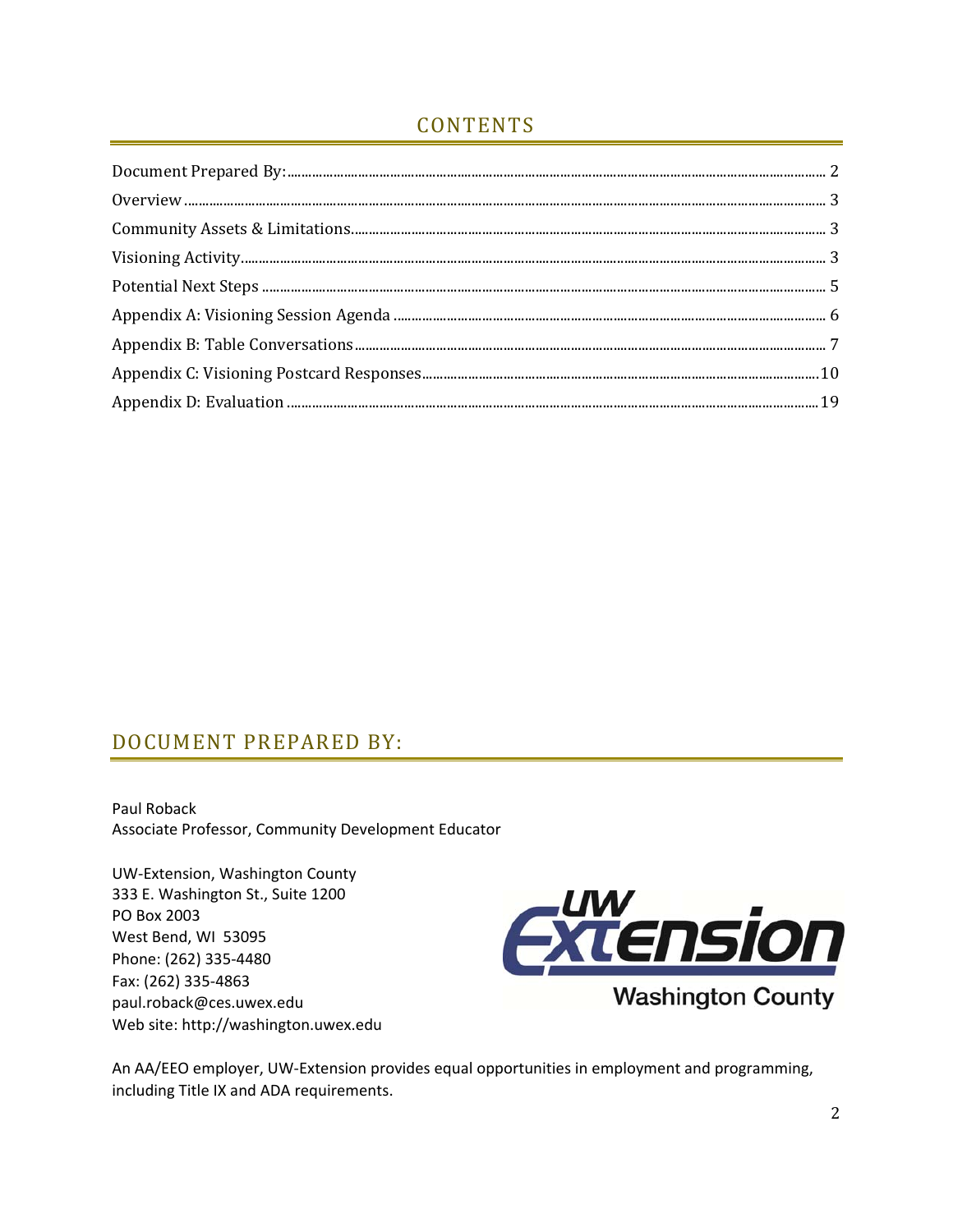# CONTENTS

Document Prepared By: ........................................................................ 2

Overview ........................................................................ 3

Community Assets & Limitations ........................................................................ 3

Visioning Activity ........................................................................ 3

Potential Next Steps ........................................................................ 5

Appendix A: Visioning Session Agenda ........................................................................ 6

Appendix B: Table Conversations ........................................................................ 7

Appendix C: Visioning Postcard Responses ........................................................................ 10

Appendix D: Evaluation ........................................................................ 19

# DOCUMENT PREPARED BY:

Paul Roback
Associate Professor, Community Development Educator

UW-Extension, Washington County
333 E. Washington St., Suite 1200
PO Box 2003
West Bend, WI 53095
Phone: (262) 335-4480
Fax: (262) 335-4863
paul.roback@ces.uwex.edu
Web site: http://washington.uwex.edu

UW Extension
Washington County

An AA/EEO employer, UW-Extension provides equal opportunities in employment and programming, including Title IX and ADA requirements.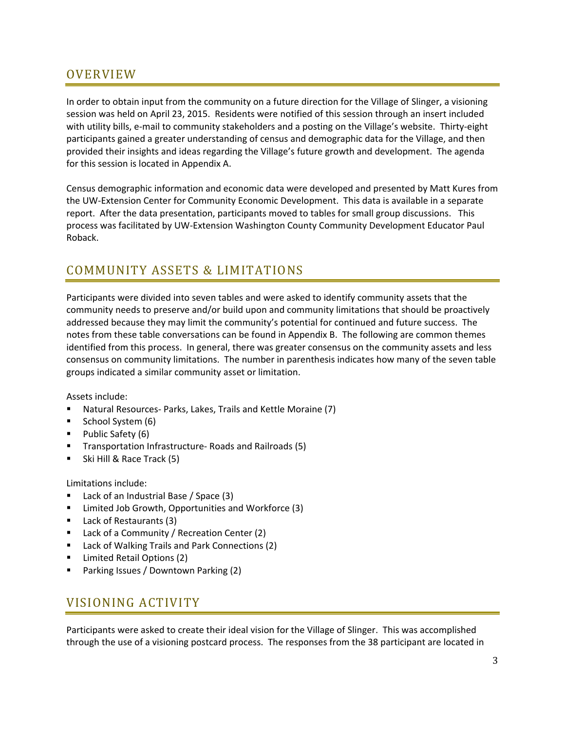## OVERVIEW

In order to obtain input from the community on a future direction for the Village of Slinger, a visioning session was held on April 23, 2015. Residents were notified of this session through an insert included with utility bills, e-mail to community stakeholders and a posting on the Village's website. Thirty-eight participants gained a greater understanding of census and demographic data for the Village, and then provided their insights and ideas regarding the Village's future growth and development. The agenda for this session is located in Appendix A.

Census demographic information and economic data were developed and presented by Matt Kures from the UW-Extension Center for Community Economic Development. This data is available in a separate report. After the data presentation, participants moved to tables for small group discussions. This process was facilitated by UW-Extension Washington County Community Development Educator Paul Roback.

## COMMUNITY ASSETS & LIMITATIONS

Participants were divided into seven tables and were asked to identify community assets that the community needs to preserve and/or build upon and community limitations that should be proactively addressed because they may limit the community's potential for continued and future success. The notes from these table conversations can be found in Appendix B. The following are common themes identified from this process. In general, there was greater consensus on the community assets and less consensus on community limitations. The number in parenthesis indicates how many of the seven table groups indicated a similar community asset or limitation.

Assets include:

- Natural Resources- Parks, Lakes, Trails and Kettle Moraine (7)
- School System (6)
- Public Safety (6)
- Transportation Infrastructure- Roads and Railroads (5)
- Ski Hill & Race Track (5)

Limitations include:

- Lack of an Industrial Base / Space (3)
- Limited Job Growth, Opportunities and Workforce (3)
- Lack of Restaurants (3)
- Lack of a Community / Recreation Center (2)
- Lack of Walking Trails and Park Connections (2)
- Limited Retail Options (2)
- Parking Issues / Downtown Parking (2)

## VISIONING ACTIVITY

Participants were asked to create their ideal vision for the Village of Slinger. This was accomplished through the use of a visioning postcard process. The responses from the 38 participant are located in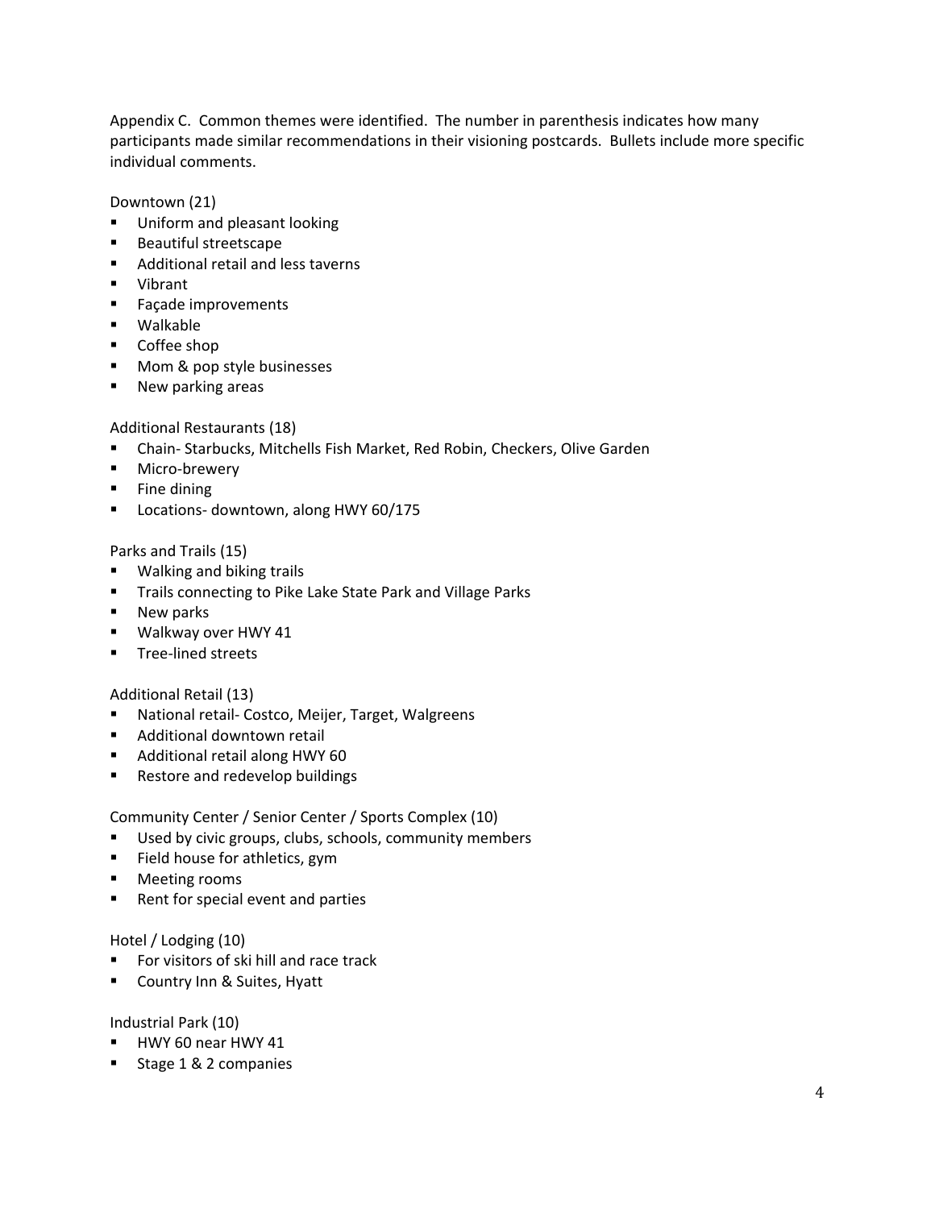Appendix C. Common themes were identified. The number in parenthesis indicates how many participants made similar recommendations in their visioning postcards. Bullets include more specific individual comments.

Downtown (21)

- Uniform and pleasant looking
- Beautiful streetscape
- Additional retail and less taverns
- Vibrant
- Façade improvements
- Walkable
- Coffee shop
- Mom & pop style businesses
- New parking areas

Additional Restaurants (18)

- Chain- Starbucks, Mitchells Fish Market, Red Robin, Checkers, Olive Garden
- Micro-brewery
- Fine dining
- Locations- downtown, along HWY 60/175

Parks and Trails (15)

- Walking and biking trails
- Trails connecting to Pike Lake State Park and Village Parks
- New parks
- Walkway over HWY 41
- Tree-lined streets

Additional Retail (13)

- National retail- Costco, Meijer, Target, Walgreens
- Additional downtown retail
- Additional retail along HWY 60
- Restore and redevelop buildings

Community Center / Senior Center / Sports Complex (10)

- Used by civic groups, clubs, schools, community members
- Field house for athletics, gym
- Meeting rooms
- Rent for special event and parties

Hotel / Lodging (10)

- For visitors of ski hill and race track
- Country Inn & Suites, Hyatt

Industrial Park (10)

- HWY 60 near HWY 41
- Stage 1 & 2 companies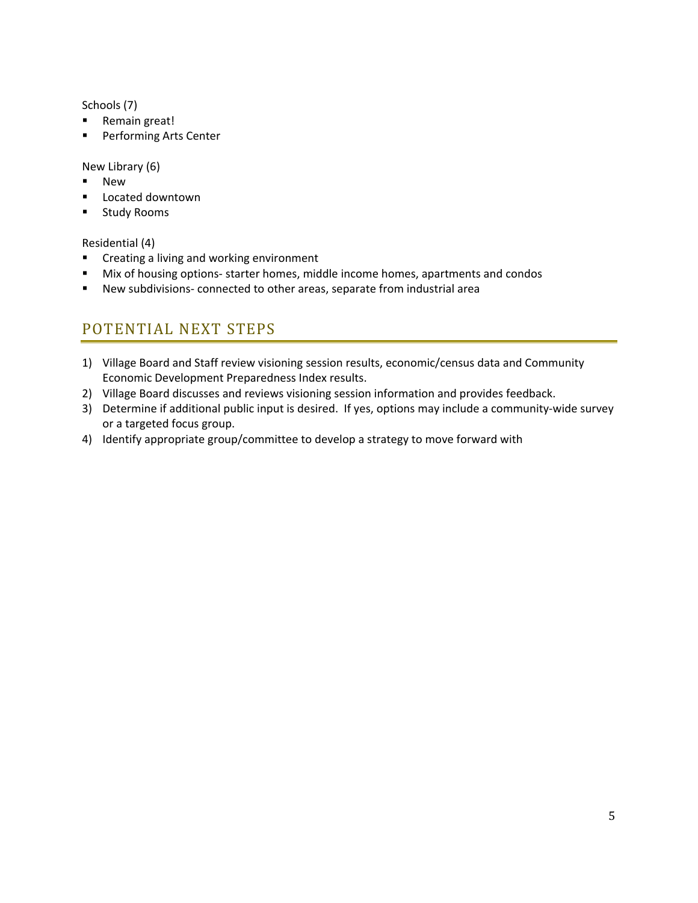Schools (7)

- Remain great!
- Performing Arts Center

New Library (6)

- New
- Located downtown
- Study Rooms

Residential (4)

- Creating a living and working environment
- Mix of housing options- starter homes, middle income homes, apartments and condos
- New subdivisions- connected to other areas, separate from industrial area

## POTENTIAL NEXT STEPS

1) Village Board and Staff review visioning session results, economic/census data and Community Economic Development Preparedness Index results.
2) Village Board discusses and reviews visioning session information and provides feedback.
3) Determine if additional public input is desired. If yes, options may include a community-wide survey or a targeted focus group.
4) Identify appropriate group/committee to develop a strategy to move forward with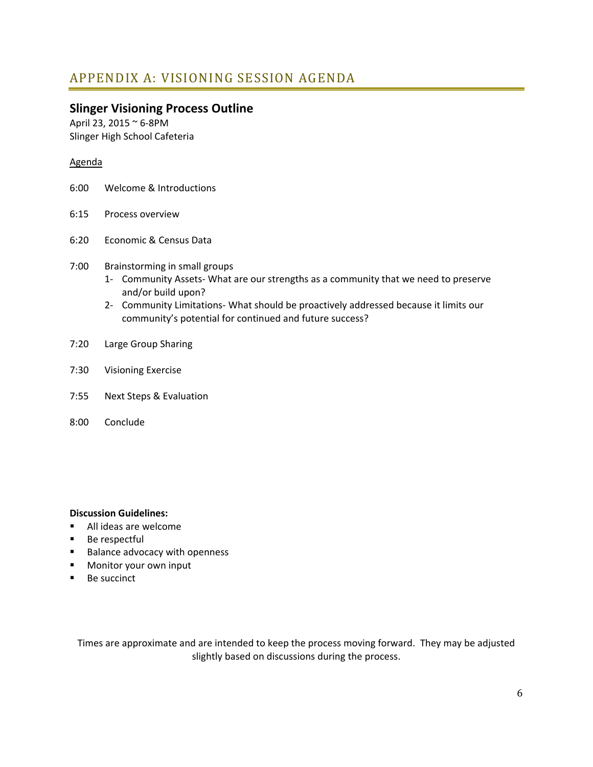# APPENDIX A: VISIONING SESSION AGENDA

## Slinger Visioning Process Outline

April 23, 2015 ~ 6-8PM
Slinger High School Cafeteria

Agenda

6:00 Welcome & Introductions

6:15 Process overview

6:20 Economic & Census Data

7:00 Brainstorming in small groups

1- Community Assets- What are our strengths as a community that we need to preserve and/or build upon?
2- Community Limitations- What should be proactively addressed because it limits our community's potential for continued and future success?

7:20 Large Group Sharing

7:30 Visioning Exercise

7:55 Next Steps & Evaluation

8:00 Conclude

**Discussion Guidelines:**

- All ideas are welcome
- Be respectful
- Balance advocacy with openness
- Monitor your own input
- Be succinct

Times are approximate and are intended to keep the process moving forward. They may be adjusted slightly based on discussions during the process.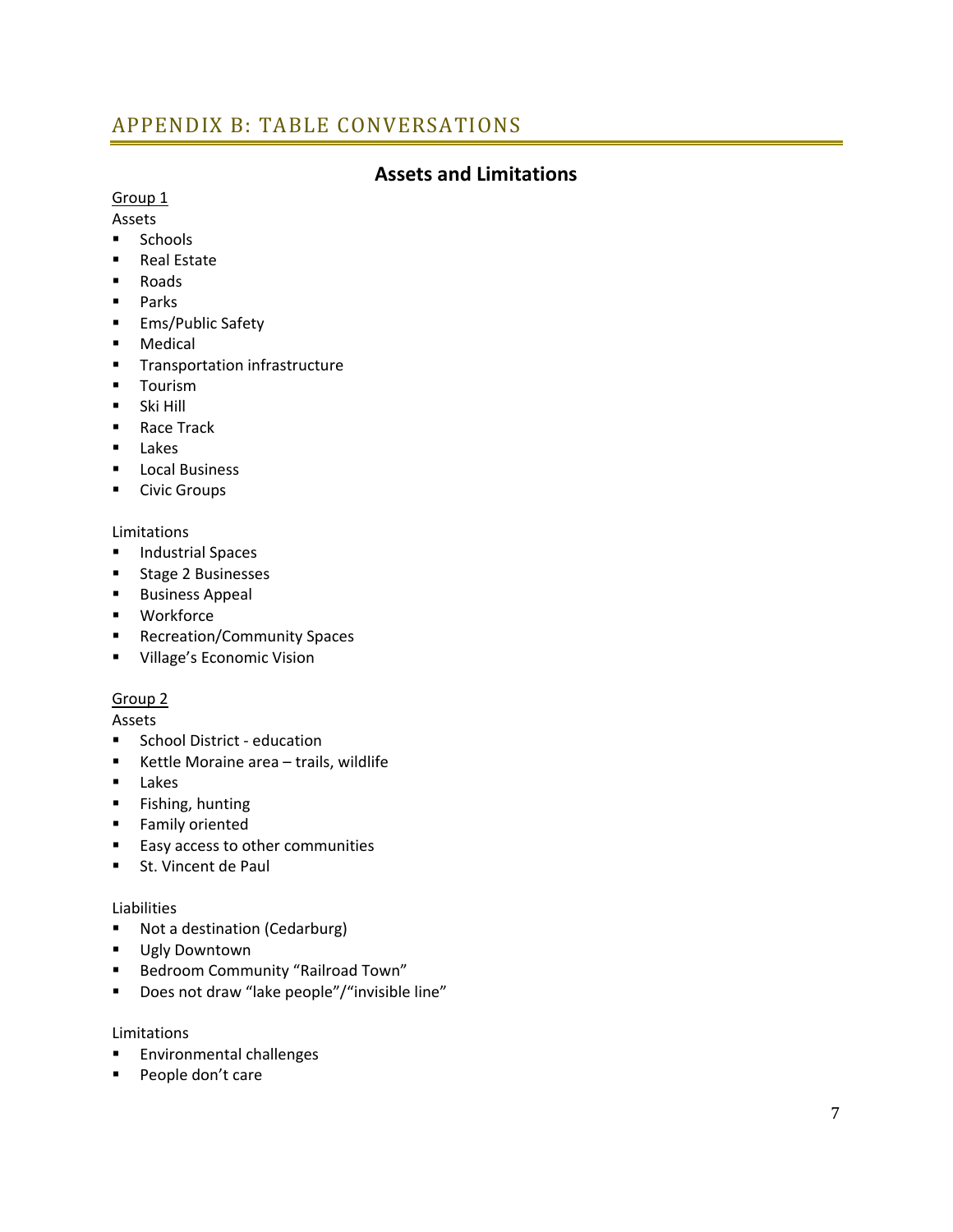# APPENDIX B: TABLE CONVERSATIONS

## Assets and Limitations

Group 1

Assets

- Schools
- Real Estate
- Roads
- Parks
- Ems/Public Safety
- Medical
- Transportation infrastructure
- Tourism
- Ski Hill
- Race Track
- Lakes
- Local Business
- Civic Groups

Limitations

- Industrial Spaces
- Stage 2 Businesses
- Business Appeal
- Workforce
- Recreation/Community Spaces
- Village's Economic Vision

Group 2

Assets

- School District - education
- Kettle Moraine area – trails, wildlife
- Lakes
- Fishing, hunting
- Family oriented
- Easy access to other communities
- St. Vincent de Paul

Liabilities

- Not a destination (Cedarburg)
- Ugly Downtown
- Bedroom Community "Railroad Town"
- Does not draw "lake people"/"invisible line"

Limitations

- Environmental challenges
- People don't care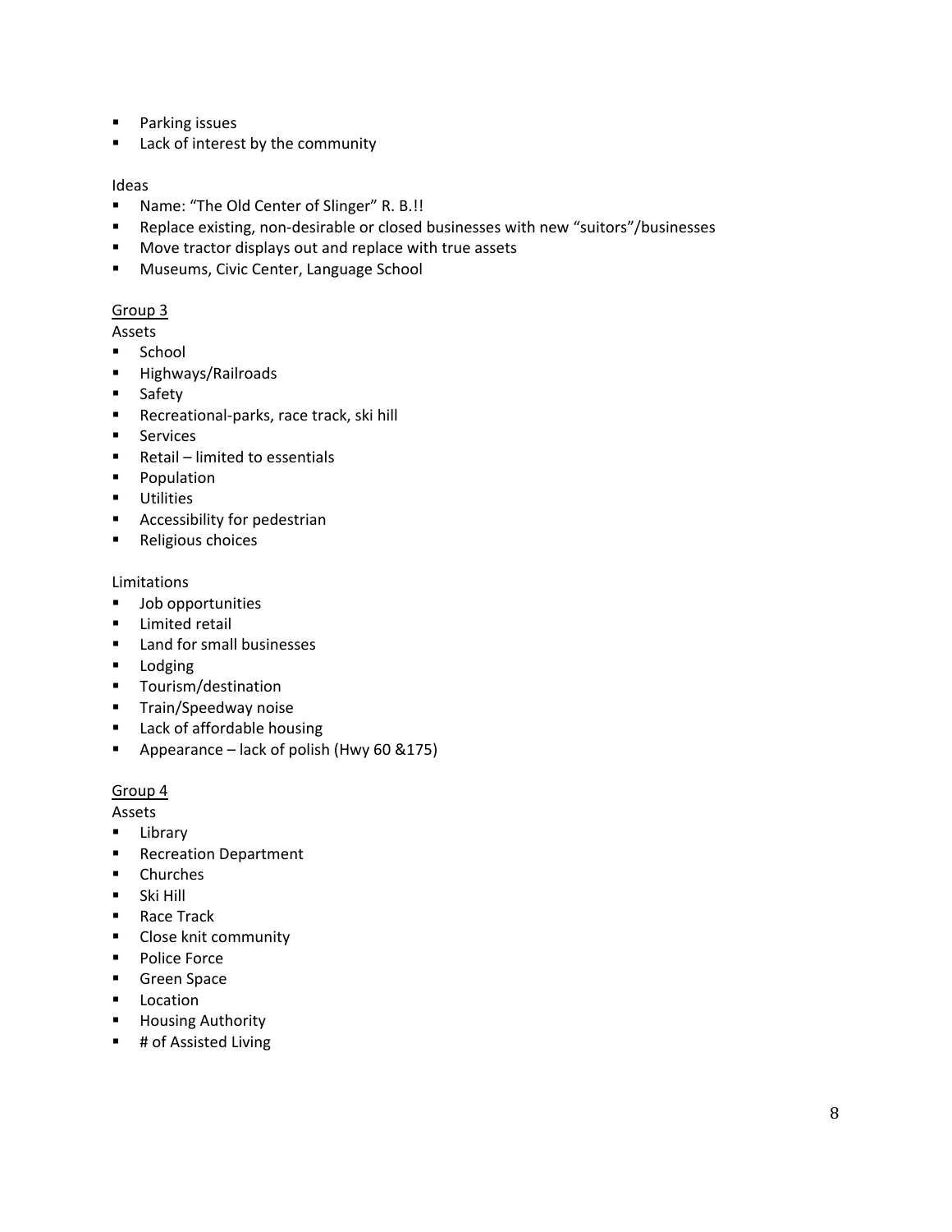- Parking issues
- Lack of interest by the community

Ideas

- Name: "The Old Center of Slinger" R. B.!!
- Replace existing, non-desirable or closed businesses with new "suitors"/businesses
- Move tractor displays out and replace with true assets
- Museums, Civic Center, Language School

<u>Group 3</u>

Assets

- School
- Highways/Railroads
- Safety
- Recreational-parks, race track, ski hill
- Services
- Retail – limited to essentials
- Population
- Utilities
- Accessibility for pedestrian
- Religious choices

Limitations

- Job opportunities
- Limited retail
- Land for small businesses
- Lodging
- Tourism/destination
- Train/Speedway noise
- Lack of affordable housing
- Appearance – lack of polish (Hwy 60 &175)

<u>Group 4</u>

Assets

- Library
- Recreation Department
- Churches
- Ski Hill
- Race Track
- Close knit community
- Police Force
- Green Space
- Location
- Housing Authority
- # of Assisted Living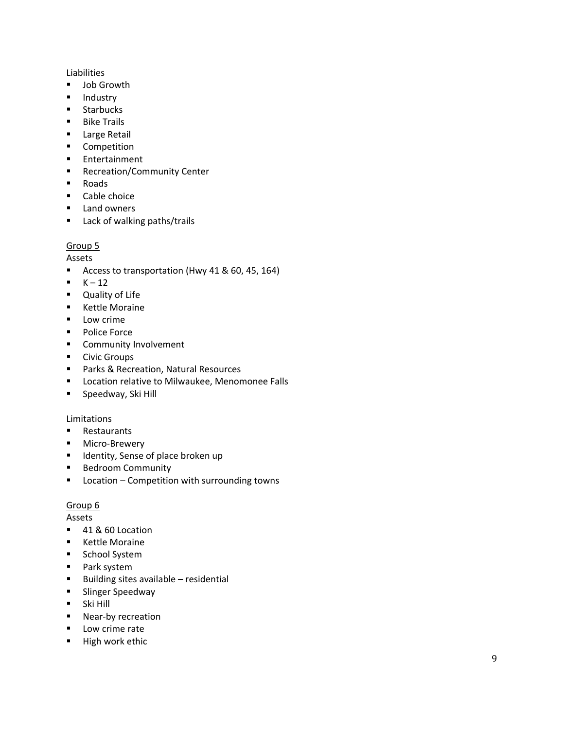Liabilities

- Job Growth
- Industry
- Starbucks
- Bike Trails
- Large Retail
- Competition
- Entertainment
- Recreation/Community Center
- Roads
- Cable choice
- Land owners
- Lack of walking paths/trails

<u>Group 5</u>

Assets

- Access to transportation (Hwy 41 & 60, 45, 164)
- K – 12
- Quality of Life
- Kettle Moraine
- Low crime
- Police Force
- Community Involvement
- Civic Groups
- Parks & Recreation, Natural Resources
- Location relative to Milwaukee, Menomonee Falls
- Speedway, Ski Hill

Limitations

- Restaurants
- Micro-Brewery
- Identity, Sense of place broken up
- Bedroom Community
- Location – Competition with surrounding towns

<u>Group 6</u>

Assets

- 41 & 60 Location
- Kettle Moraine
- School System
- Park system
- Building sites available – residential
- Slinger Speedway
- Ski Hill
- Near-by recreation
- Low crime rate
- High work ethic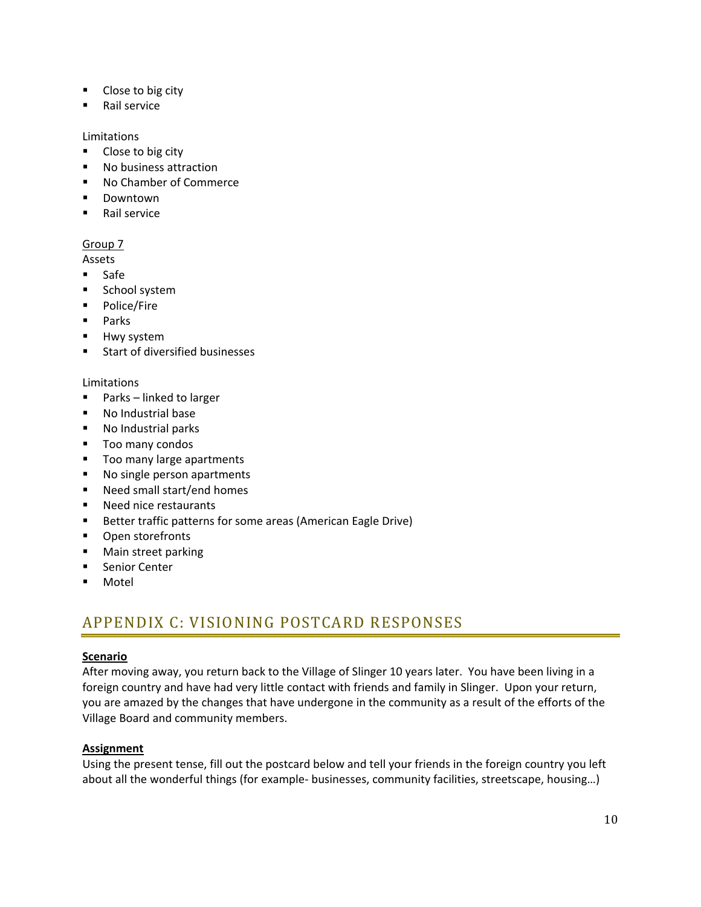- Close to big city
- Rail service

Limitations

- Close to big city
- No business attraction
- No Chamber of Commerce
- Downtown
- Rail service

Group 7

Assets

- Safe
- School system
- Police/Fire
- Parks
- Hwy system
- Start of diversified businesses

Limitations

- Parks – linked to larger
- No Industrial base
- No Industrial parks
- Too many condos
- Too many large apartments
- No single person apartments
- Need small start/end homes
- Need nice restaurants
- Better traffic patterns for some areas (American Eagle Drive)
- Open storefronts
- Main street parking
- Senior Center
- Motel

## APPENDIX C: VISIONING POSTCARD RESPONSES

**Scenario**

After moving away, you return back to the Village of Slinger 10 years later. You have been living in a foreign country and have had very little contact with friends and family in Slinger. Upon your return, you are amazed by the changes that have undergone in the community as a result of the efforts of the Village Board and community members.

**Assignment**

Using the present tense, fill out the postcard below and tell your friends in the foreign country you left about all the wonderful things (for example- businesses, community facilities, streetscape, housing…)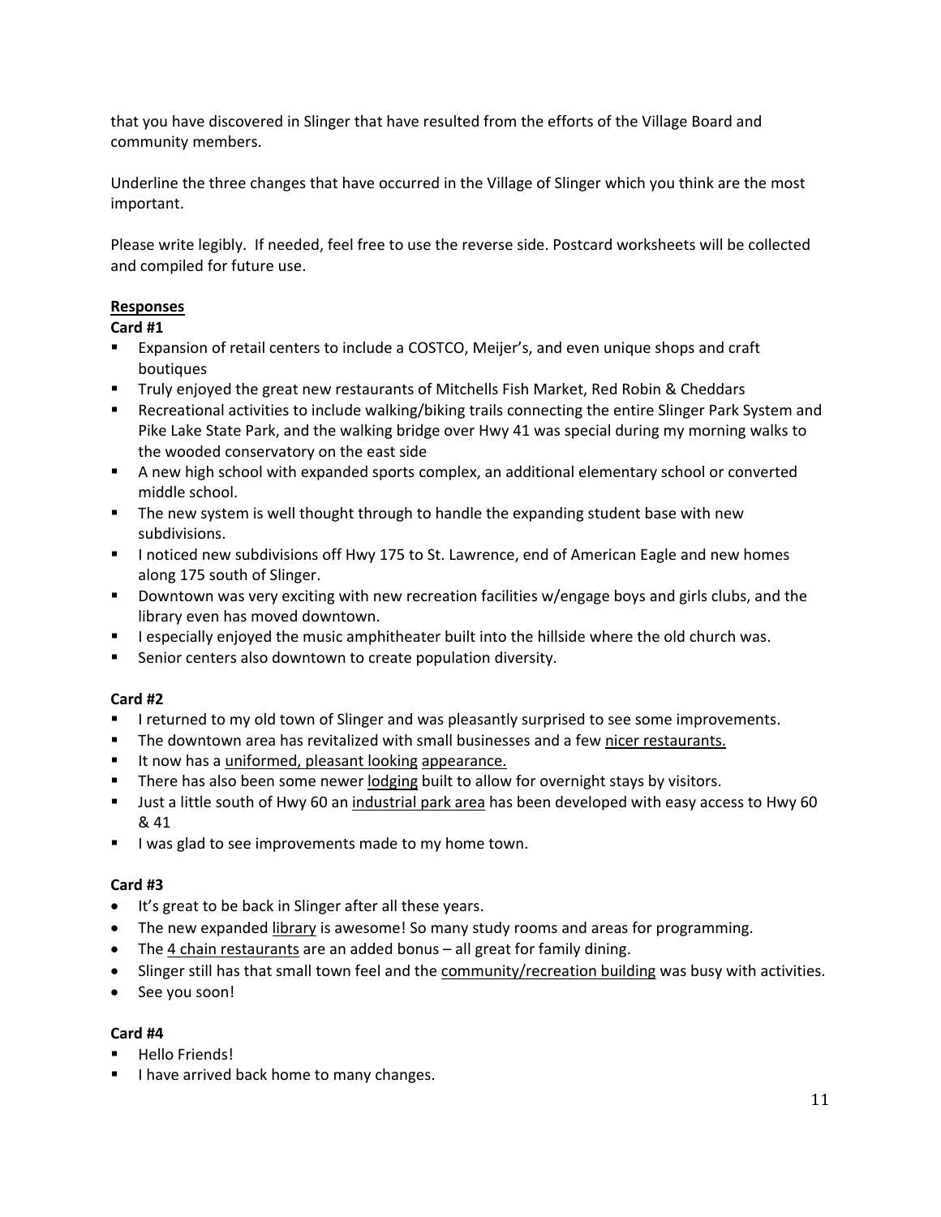that you have discovered in Slinger that have resulted from the efforts of the Village Board and community members.

Underline the three changes that have occurred in the Village of Slinger which you think are the most important.

Please write legibly. If needed, feel free to use the reverse side. Postcard worksheets will be collected and compiled for future use.

<u>**Responses**</u>

**Card #1**

- Expansion of retail centers to include a COSTCO, Meijer's, and even unique shops and craft boutiques
- Truly enjoyed the great new restaurants of Mitchells Fish Market, Red Robin & Cheddars
- Recreational activities to include walking/biking trails connecting the entire Slinger Park System and Pike Lake State Park, and the walking bridge over Hwy 41 was special during my morning walks to the wooded conservatory on the east side
- A new high school with expanded sports complex, an additional elementary school or converted middle school.
- The new system is well thought through to handle the expanding student base with new subdivisions.
- I noticed new subdivisions off Hwy 175 to St. Lawrence, end of American Eagle and new homes along 175 south of Slinger.
- Downtown was very exciting with new recreation facilities w/engage boys and girls clubs, and the library even has moved downtown.
- I especially enjoyed the music amphitheater built into the hillside where the old church was.
- Senior centers also downtown to create population diversity.

**Card #2**

- I returned to my old town of Slinger and was pleasantly surprised to see some improvements.
- The downtown area has revitalized with small businesses and a few <u>nicer restaurants.</u>
- It now has a <u>uniformed, pleasant looking</u> <u>appearance.</u>
- There has also been some newer <u>lodging</u> built to allow for overnight stays by visitors.
- Just a little south of Hwy 60 an <u>industrial park area</u> has been developed with easy access to Hwy 60 & 41
- I was glad to see improvements made to my home town.

**Card #3**

- It's great to be back in Slinger after all these years.
- The new expanded <u>library</u> is awesome! So many study rooms and areas for programming.
- The <u>4 chain restaurants</u> are an added bonus – all great for family dining.
- Slinger still has that small town feel and the <u>community/recreation building</u> was busy with activities.
- See you soon!

**Card #4**

- Hello Friends!
- I have arrived back home to many changes.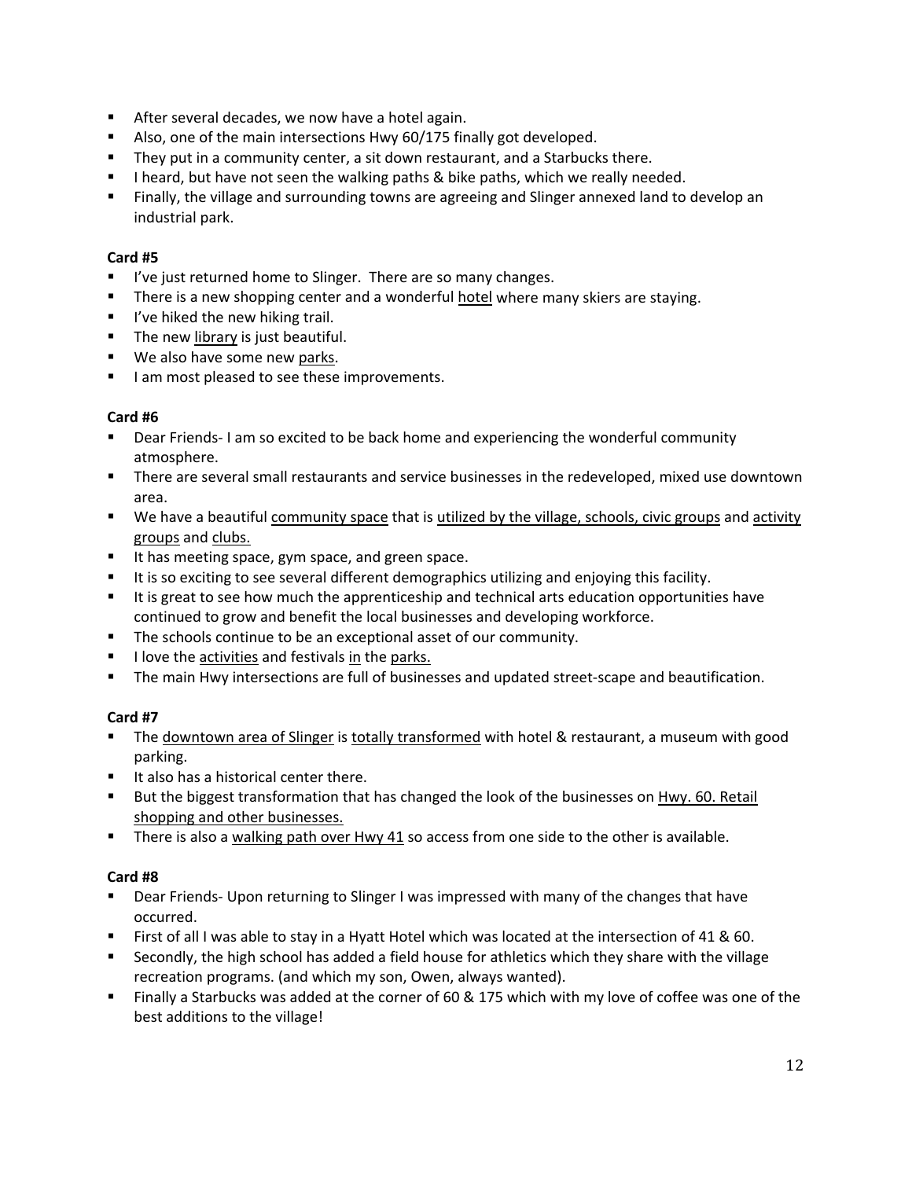- After several decades, we now have a hotel again.
- Also, one of the main intersections Hwy 60/175 finally got developed.
- They put in a community center, a sit down restaurant, and a Starbucks there.
- I heard, but have not seen the walking paths & bike paths, which we really needed.
- Finally, the village and surrounding towns are agreeing and Slinger annexed land to develop an industrial park.

**Card #5**

- I've just returned home to Slinger. There are so many changes.
- There is a new shopping center and a wonderful <u>hotel</u> where many skiers are staying.
- I've hiked the new hiking trail.
- The new <u>library</u> is just beautiful.
- We also have some new <u>parks</u>.
- I am most pleased to see these improvements.

**Card #6**

- Dear Friends- I am so excited to be back home and experiencing the wonderful community atmosphere.
- There are several small restaurants and service businesses in the redeveloped, mixed use downtown area.
- We have a beautiful <u>community space</u> that is <u>utilized by the village, schools, civic groups</u> and <u>activity groups</u> and <u>clubs.</u>
- It has meeting space, gym space, and green space.
- It is so exciting to see several different demographics utilizing and enjoying this facility.
- It is great to see how much the apprenticeship and technical arts education opportunities have continued to grow and benefit the local businesses and developing workforce.
- The schools continue to be an exceptional asset of our community.
- I love the <u>activities</u> and festivals <u>in</u> the <u>parks.</u>
- The main Hwy intersections are full of businesses and updated street-scape and beautification.

**Card #7**

- The <u>downtown area of Slinger</u> is <u>totally transformed</u> with hotel & restaurant, a museum with good parking.
- It also has a historical center there.
- But the biggest transformation that has changed the look of the businesses on <u>Hwy. 60. Retail shopping and other businesses.</u>
- There is also a <u>walking path over Hwy 41</u> so access from one side to the other is available.

**Card #8**

- Dear Friends- Upon returning to Slinger I was impressed with many of the changes that have occurred.
- First of all I was able to stay in a Hyatt Hotel which was located at the intersection of 41 & 60.
- Secondly, the high school has added a field house for athletics which they share with the village recreation programs. (and which my son, Owen, always wanted).
- Finally a Starbucks was added at the corner of 60 & 175 which with my love of coffee was one of the best additions to the village!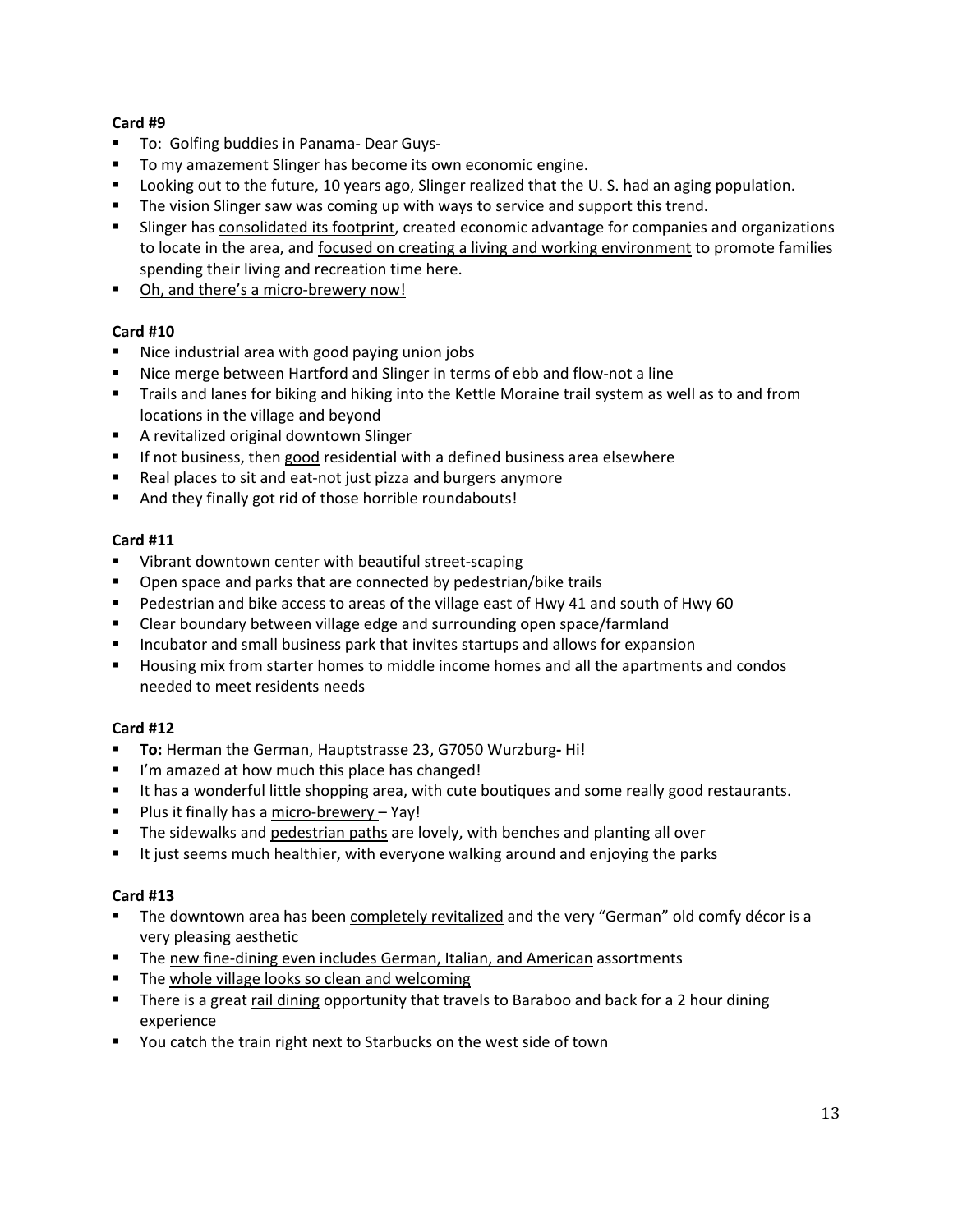**Card #9**

- To: Golfing buddies in Panama- Dear Guys-
- To my amazement Slinger has become its own economic engine.
- Looking out to the future, 10 years ago, Slinger realized that the U. S. had an aging population.
- The vision Slinger saw was coming up with ways to service and support this trend.
- Slinger has <u>consolidated its footprint</u>, created economic advantage for companies and organizations to locate in the area, and <u>focused on creating a living and working environment</u> to promote families spending their living and recreation time here.
- <u>Oh, and there's a micro-brewery now!</u>

**Card #10**

- Nice industrial area with good paying union jobs
- Nice merge between Hartford and Slinger in terms of ebb and flow-not a line
- Trails and lanes for biking and hiking into the Kettle Moraine trail system as well as to and from locations in the village and beyond
- A revitalized original downtown Slinger
- If not business, then <u>good</u> residential with a defined business area elsewhere
- Real places to sit and eat-not just pizza and burgers anymore
- And they finally got rid of those horrible roundabouts!

**Card #11**

- Vibrant downtown center with beautiful street-scaping
- Open space and parks that are connected by pedestrian/bike trails
- Pedestrian and bike access to areas of the village east of Hwy 41 and south of Hwy 60
- Clear boundary between village edge and surrounding open space/farmland
- Incubator and small business park that invites startups and allows for expansion
- Housing mix from starter homes to middle income homes and all the apartments and condos needed to meet residents needs

**Card #12**

- **To:** Herman the German, Hauptstrasse 23, G7050 Wurzburg**-** Hi!
- I'm amazed at how much this place has changed!
- It has a wonderful little shopping area, with cute boutiques and some really good restaurants.
- Plus it finally has a <u>micro-brewery</u> – Yay!
- The sidewalks and <u>pedestrian paths</u> are lovely, with benches and planting all over
- It just seems much <u>healthier, with everyone walking</u> around and enjoying the parks

**Card #13**

- The downtown area has been <u>completely revitalized</u> and the very "German" old comfy décor is a very pleasing aesthetic
- The <u>new fine-dining even includes German, Italian, and American</u> assortments
- The <u>whole village looks so clean and welcoming</u>
- There is a great <u>rail dining</u> opportunity that travels to Baraboo and back for a 2 hour dining experience
- You catch the train right next to Starbucks on the west side of town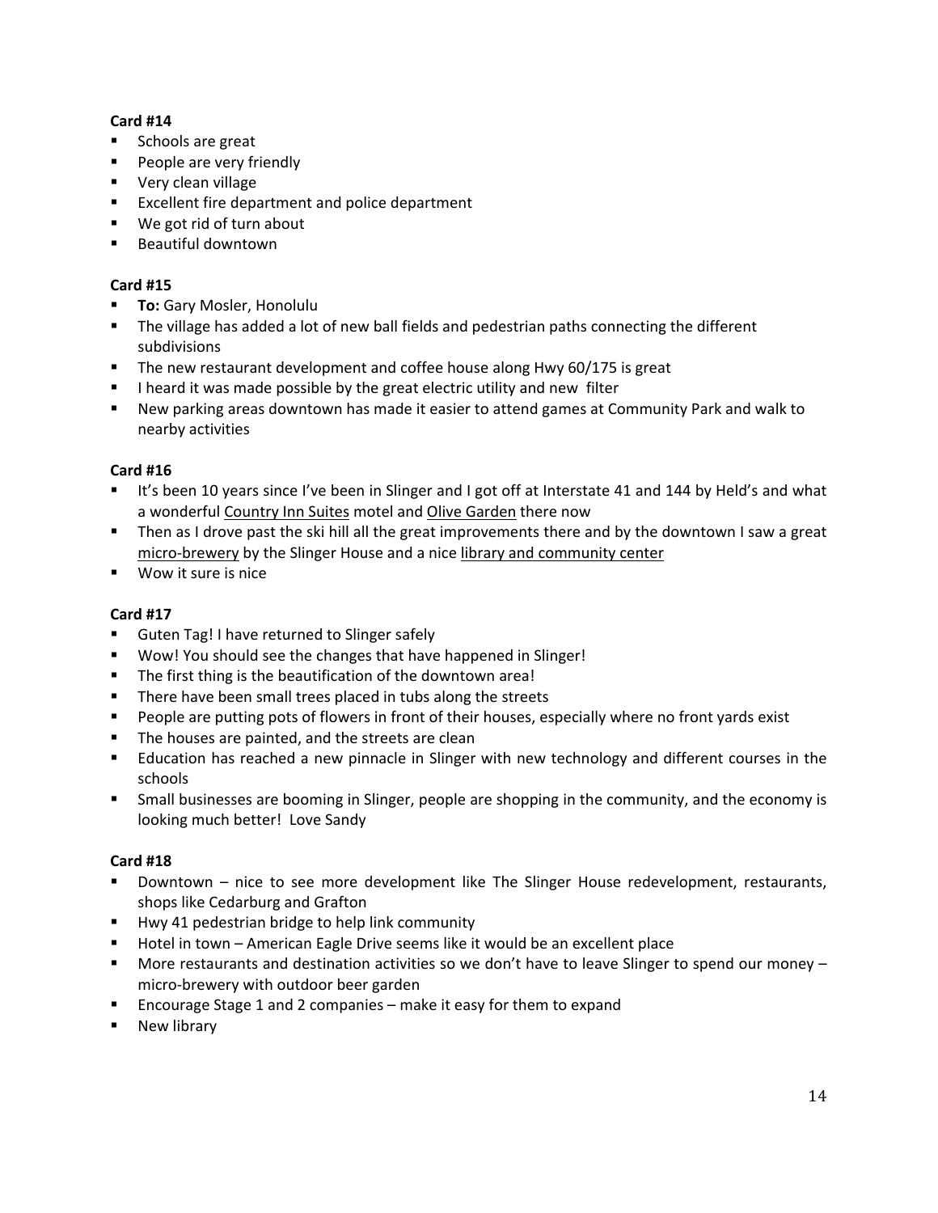**Card #14**

- Schools are great
- People are very friendly
- Very clean village
- Excellent fire department and police department
- We got rid of turn about
- Beautiful downtown

**Card #15**

- **To:** Gary Mosler, Honolulu
- The village has added a lot of new ball fields and pedestrian paths connecting the different subdivisions
- The new restaurant development and coffee house along Hwy 60/175 is great
- I heard it was made possible by the great electric utility and new filter
- New parking areas downtown has made it easier to attend games at Community Park and walk to nearby activities

**Card #16**

- It's been 10 years since I've been in Slinger and I got off at Interstate 41 and 144 by Held's and what a wonderful <u>Country Inn Suites</u> motel and <u>Olive Garden</u> there now
- Then as I drove past the ski hill all the great improvements there and by the downtown I saw a great <u>micro-brewery</u> by the Slinger House and a nice <u>library and community center</u>
- Wow it sure is nice

**Card #17**

- Guten Tag! I have returned to Slinger safely
- Wow! You should see the changes that have happened in Slinger!
- The first thing is the beautification of the downtown area!
- There have been small trees placed in tubs along the streets
- People are putting pots of flowers in front of their houses, especially where no front yards exist
- The houses are painted, and the streets are clean
- Education has reached a new pinnacle in Slinger with new technology and different courses in the schools
- Small businesses are booming in Slinger, people are shopping in the community, and the economy is looking much better! Love Sandy

**Card #18**

- Downtown – nice to see more development like The Slinger House redevelopment, restaurants, shops like Cedarburg and Grafton
- Hwy 41 pedestrian bridge to help link community
- Hotel in town – American Eagle Drive seems like it would be an excellent place
- More restaurants and destination activities so we don't have to leave Slinger to spend our money – micro-brewery with outdoor beer garden
- Encourage Stage 1 and 2 companies – make it easy for them to expand
- New library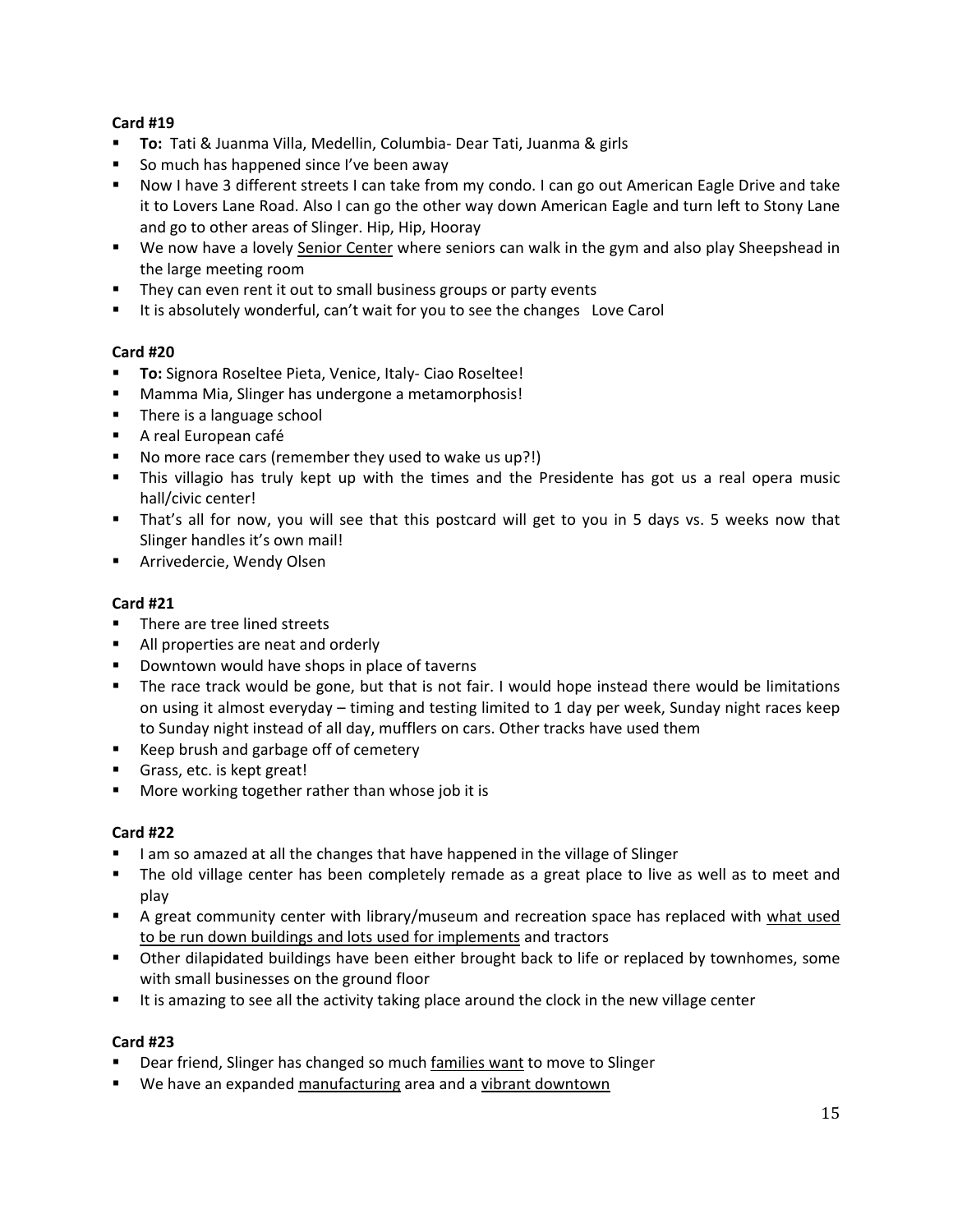**Card #19**

- **To:** Tati & Juanma Villa, Medellin, Columbia- Dear Tati, Juanma & girls
- So much has happened since I've been away
- Now I have 3 different streets I can take from my condo. I can go out American Eagle Drive and take it to Lovers Lane Road. Also I can go the other way down American Eagle and turn left to Stony Lane and go to other areas of Slinger. Hip, Hip, Hooray
- We now have a lovely <u>Senior Center</u> where seniors can walk in the gym and also play Sheepshead in the large meeting room
- They can even rent it out to small business groups or party events
- It is absolutely wonderful, can't wait for you to see the changes  Love Carol

**Card #20**

- **To:** Signora Roseltee Pieta, Venice, Italy- Ciao Roseltee!
- Mamma Mia, Slinger has undergone a metamorphosis!
- There is a language school
- A real European café
- No more race cars (remember they used to wake us up?!)
- This villagio has truly kept up with the times and the Presidente has got us a real opera music hall/civic center!
- That's all for now, you will see that this postcard will get to you in 5 days vs. 5 weeks now that Slinger handles it's own mail!
- Arrivedercie, Wendy Olsen

**Card #21**

- There are tree lined streets
- All properties are neat and orderly
- Downtown would have shops in place of taverns
- The race track would be gone, but that is not fair. I would hope instead there would be limitations on using it almost everyday – timing and testing limited to 1 day per week, Sunday night races keep to Sunday night instead of all day, mufflers on cars. Other tracks have used them
- Keep brush and garbage off of cemetery
- Grass, etc. is kept great!
- More working together rather than whose job it is

**Card #22**

- I am so amazed at all the changes that have happened in the village of Slinger
- The old village center has been completely remade as a great place to live as well as to meet and play
- A great community center with library/museum and recreation space has replaced with <u>what used to be run down buildings and lots used for implements</u> and tractors
- Other dilapidated buildings have been either brought back to life or replaced by townhomes, some with small businesses on the ground floor
- It is amazing to see all the activity taking place around the clock in the new village center

**Card #23**

- Dear friend, Slinger has changed so much <u>families want</u> to move to Slinger
- We have an expanded <u>manufacturing</u> area and a <u>vibrant downtown</u>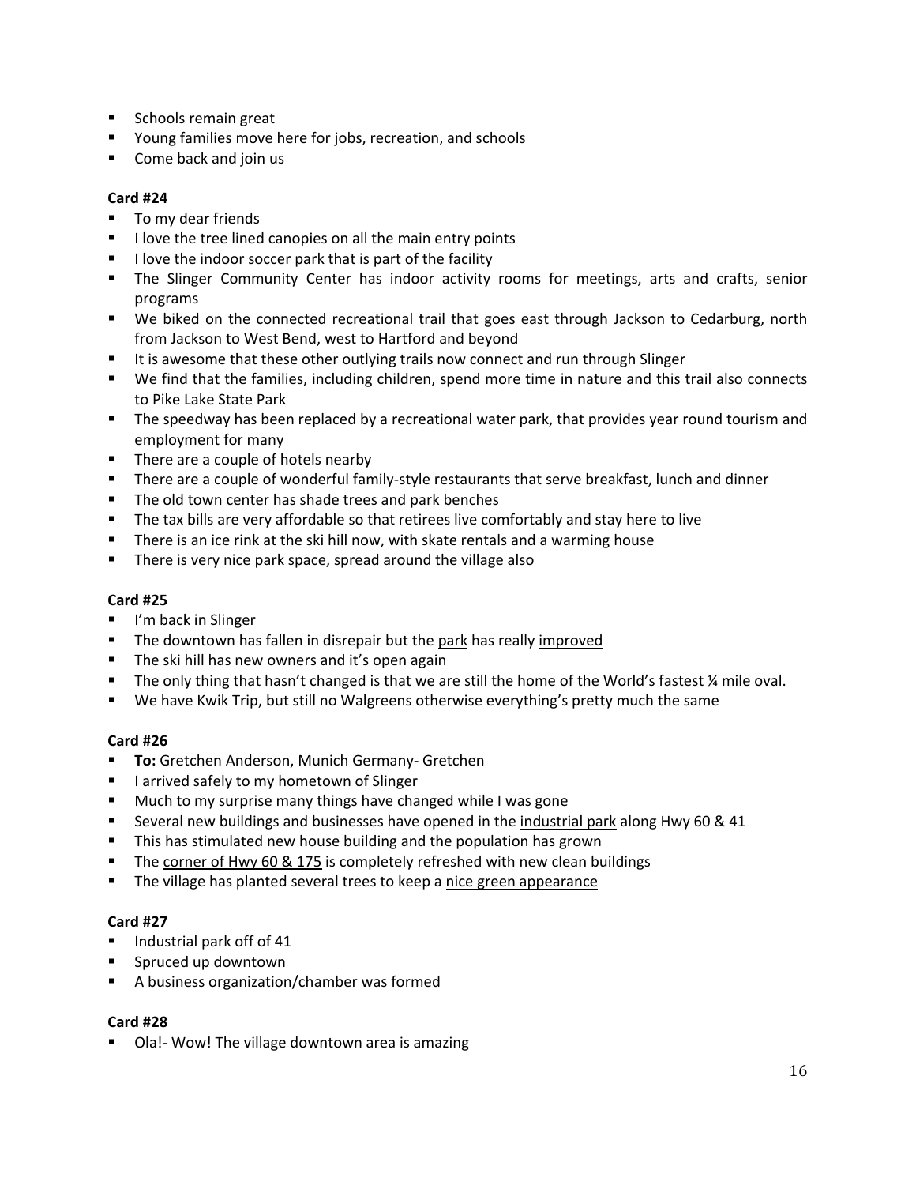- Schools remain great
- Young families move here for jobs, recreation, and schools
- Come back and join us

**Card #24**

- To my dear friends
- I love the tree lined canopies on all the main entry points
- I love the indoor soccer park that is part of the facility
- The Slinger Community Center has indoor activity rooms for meetings, arts and crafts, senior programs
- We biked on the connected recreational trail that goes east through Jackson to Cedarburg, north from Jackson to West Bend, west to Hartford and beyond
- It is awesome that these other outlying trails now connect and run through Slinger
- We find that the families, including children, spend more time in nature and this trail also connects to Pike Lake State Park
- The speedway has been replaced by a recreational water park, that provides year round tourism and employment for many
- There are a couple of hotels nearby
- There are a couple of wonderful family-style restaurants that serve breakfast, lunch and dinner
- The old town center has shade trees and park benches
- The tax bills are very affordable so that retirees live comfortably and stay here to live
- There is an ice rink at the ski hill now, with skate rentals and a warming house
- There is very nice park space, spread around the village also

**Card #25**

- I'm back in Slinger
- The downtown has fallen in disrepair but the <u>park</u> has really <u>improved</u>
- <u>The ski hill has new owners</u> and it's open again
- The only thing that hasn't changed is that we are still the home of the World's fastest ¼ mile oval.
- We have Kwik Trip, but still no Walgreens otherwise everything's pretty much the same

**Card #26**

- **To:** Gretchen Anderson, Munich Germany- Gretchen
- I arrived safely to my hometown of Slinger
- Much to my surprise many things have changed while I was gone
- Several new buildings and businesses have opened in the <u>industrial park</u> along Hwy 60 & 41
- This has stimulated new house building and the population has grown
- The <u>corner of Hwy 60 & 175</u> is completely refreshed with new clean buildings
- The village has planted several trees to keep a <u>nice green appearance</u>

**Card #27**

- Industrial park off of 41
- Spruced up downtown
- A business organization/chamber was formed

**Card #28**

- Ola!- Wow! The village downtown area is amazing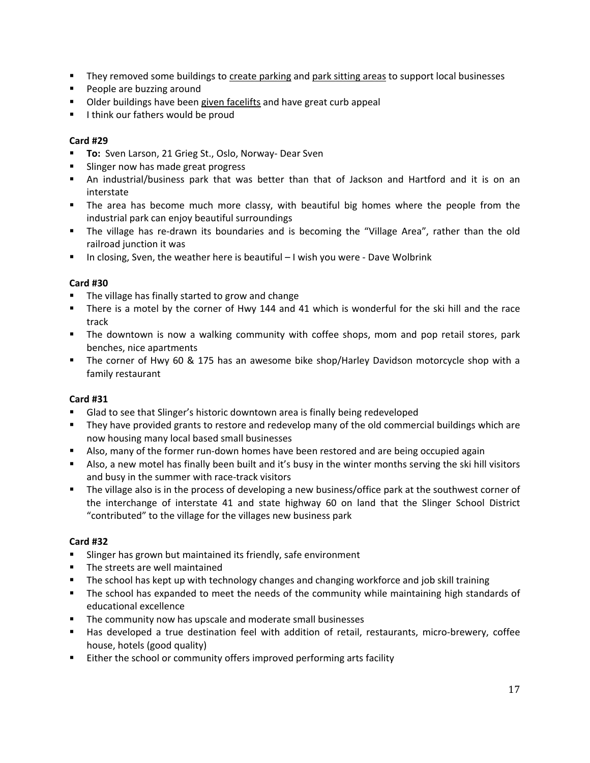- They removed some buildings to <u>create parking</u> and <u>park sitting areas</u> to support local businesses
- People are buzzing around
- Older buildings have been <u>given facelifts</u> and have great curb appeal
- I think our fathers would be proud

**Card #29**

- **To:** Sven Larson, 21 Grieg St., Oslo, Norway- Dear Sven
- Slinger now has made great progress
- An industrial/business park that was better than that of Jackson and Hartford and it is on an interstate
- The area has become much more classy, with beautiful big homes where the people from the industrial park can enjoy beautiful surroundings
- The village has re-drawn its boundaries and is becoming the "Village Area", rather than the old railroad junction it was
- In closing, Sven, the weather here is beautiful – I wish you were - Dave Wolbrink

**Card #30**

- The village has finally started to grow and change
- There is a motel by the corner of Hwy 144 and 41 which is wonderful for the ski hill and the race track
- The downtown is now a walking community with coffee shops, mom and pop retail stores, park benches, nice apartments
- The corner of Hwy 60 & 175 has an awesome bike shop/Harley Davidson motorcycle shop with a family restaurant

**Card #31**

- Glad to see that Slinger's historic downtown area is finally being redeveloped
- They have provided grants to restore and redevelop many of the old commercial buildings which are now housing many local based small businesses
- Also, many of the former run-down homes have been restored and are being occupied again
- Also, a new motel has finally been built and it's busy in the winter months serving the ski hill visitors and busy in the summer with race-track visitors
- The village also is in the process of developing a new business/office park at the southwest corner of the interchange of interstate 41 and state highway 60 on land that the Slinger School District "contributed" to the village for the villages new business park

**Card #32**

- Slinger has grown but maintained its friendly, safe environment
- The streets are well maintained
- The school has kept up with technology changes and changing workforce and job skill training
- The school has expanded to meet the needs of the community while maintaining high standards of educational excellence
- The community now has upscale and moderate small businesses
- Has developed a true destination feel with addition of retail, restaurants, micro-brewery, coffee house, hotels (good quality)
- Either the school or community offers improved performing arts facility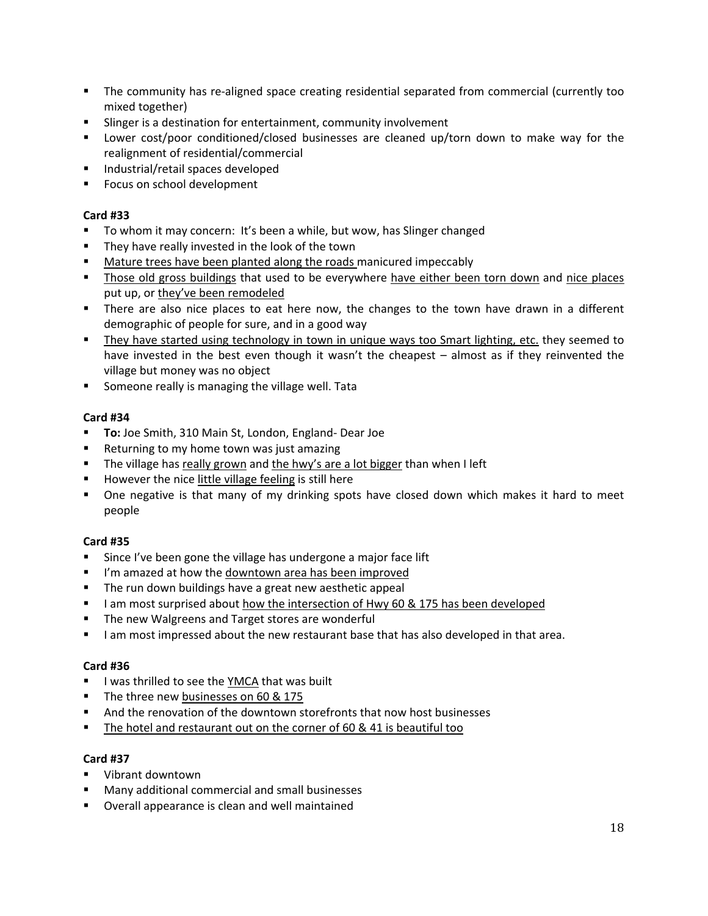- The community has re-aligned space creating residential separated from commercial (currently too mixed together)
- Slinger is a destination for entertainment, community involvement
- Lower cost/poor conditioned/closed businesses are cleaned up/torn down to make way for the realignment of residential/commercial
- Industrial/retail spaces developed
- Focus on school development

**Card #33**

- To whom it may concern: It's been a while, but wow, has Slinger changed
- They have really invested in the look of the town
- <u>Mature trees have been planted along the roads</u> manicured impeccably
- <u>Those old gross buildings</u> that used to be everywhere <u>have either been torn down</u> and <u>nice places</u> put up, or <u>they've been remodeled</u>
- There are also nice places to eat here now, the changes to the town have drawn in a different demographic of people for sure, and in a good way
- <u>They have started using technology in town in unique ways too Smart lighting, etc.</u> they seemed to have invested in the best even though it wasn't the cheapest – almost as if they reinvented the village but money was no object
- Someone really is managing the village well. Tata

**Card #34**

- **To:** Joe Smith, 310 Main St, London, England- Dear Joe
- Returning to my home town was just amazing
- The village has <u>really grown</u> and <u>the hwy's are a lot bigger</u> than when I left
- However the nice <u>little village feeling</u> is still here
- One negative is that many of my drinking spots have closed down which makes it hard to meet people

**Card #35**

- Since I've been gone the village has undergone a major face lift
- I'm amazed at how the <u>downtown area has been improved</u>
- The run down buildings have a great new aesthetic appeal
- I am most surprised about <u>how the intersection of Hwy 60 & 175 has been developed</u>
- The new Walgreens and Target stores are wonderful
- I am most impressed about the new restaurant base that has also developed in that area.

**Card #36**

- I was thrilled to see the <u>YMCA</u> that was built
- The three new <u>businesses on 60 & 175</u>
- And the renovation of the downtown storefronts that now host businesses
- <u>The hotel and restaurant out on the corner of 60 & 41 is beautiful too</u>

**Card #37**

- Vibrant downtown
- Many additional commercial and small businesses
- Overall appearance is clean and well maintained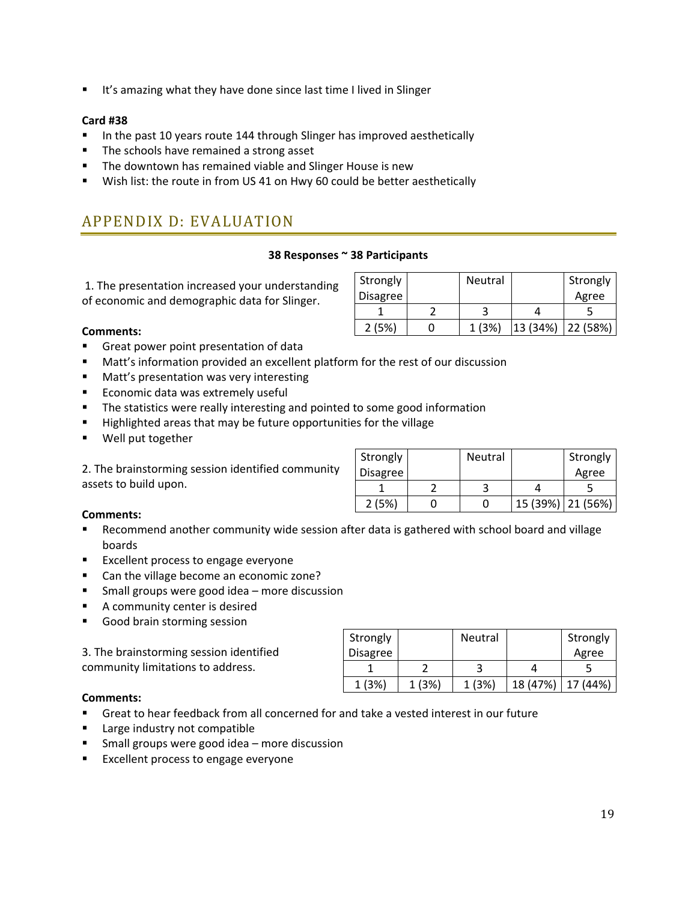- It's amazing what they have done since last time I lived in Slinger

**Card #38**

- In the past 10 years route 144 through Slinger has improved aesthetically
- The schools have remained a strong asset
- The downtown has remained viable and Slinger House is new
- Wish list: the route in from US 41 on Hwy 60 could be better aesthetically

## APPENDIX D: EVALUATION

**38 Responses ~ 38 Participants**

1. The presentation increased your understanding of economic and demographic data for Slinger.

| Strongly Disagree | | Neutral | | Strongly Agree |
|---|---|---|---|---|
| 1 | 2 | 3 | 4 | 5 |
| 2 (5%) | 0 | 1 (3%) | 13 (34%) | 22 (58%) |

**Comments:**

- Great power point presentation of data
- Matt's information provided an excellent platform for the rest of our discussion
- Matt's presentation was very interesting
- Economic data was extremely useful
- The statistics were really interesting and pointed to some good information
- Highlighted areas that may be future opportunities for the village
- Well put together

2. The brainstorming session identified community assets to build upon.

| Strongly Disagree | | Neutral | | Strongly Agree |
|---|---|---|---|---|
| 1 | 2 | 3 | 4 | 5 |
| 2 (5%) | 0 | 0 | 15 (39%) | 21 (56%) |

**Comments:**

- Recommend another community wide session after data is gathered with school board and village boards
- Excellent process to engage everyone
- Can the village become an economic zone?
- Small groups were good idea – more discussion
- A community center is desired
- Good brain storming session

3. The brainstorming session identified community limitations to address.

| Strongly Disagree | | Neutral | | Strongly Agree |
|---|---|---|---|---|
| 1 | 2 | 3 | 4 | 5 |
| 1 (3%) | 1 (3%) | 1 (3%) | 18 (47%) | 17 (44%) |

**Comments:**

- Great to hear feedback from all concerned for and take a vested interest in our future
- Large industry not compatible
- Small groups were good idea – more discussion
- Excellent process to engage everyone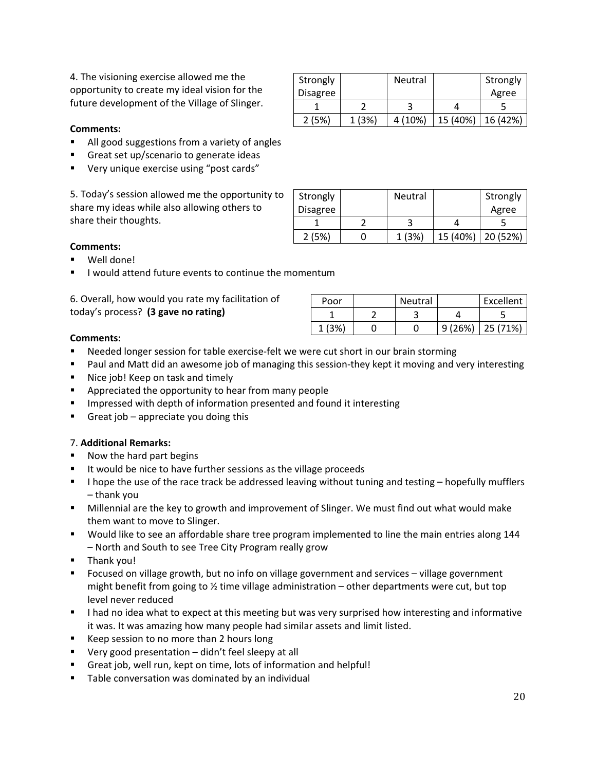4. The visioning exercise allowed me the opportunity to create my ideal vision for the future development of the Village of Slinger.

| Strongly Disagree | | Neutral | | Strongly Agree |
|---|---|---|---|---|
| 1 | 2 | 3 | 4 | 5 |
| 2 (5%) | 1 (3%) | 4 (10%) | 15 (40%) | 16 (42%) |

**Comments:**

- All good suggestions from a variety of angles
- Great set up/scenario to generate ideas
- Very unique exercise using "post cards"

5. Today's session allowed me the opportunity to share my ideas while also allowing others to share their thoughts.

| Strongly Disagree | | Neutral | | Strongly Agree |
|---|---|---|---|---|
| 1 | 2 | 3 | 4 | 5 |
| 2 (5%) | 0 | 1 (3%) | 15 (40%) | 20 (52%) |

**Comments:**

- Well done!
- I would attend future events to continue the momentum

6. Overall, how would you rate my facilitation of today's process? **(3 gave no rating)**

| Poor | | Neutral | | Excellent |
|---|---|---|---|---|
| 1 | 2 | 3 | 4 | 5 |
| 1 (3%) | 0 | 0 | 9 (26%) | 25 (71%) |

**Comments:**

- Needed longer session for table exercise-felt we were cut short in our brain storming
- Paul and Matt did an awesome job of managing this session-they kept it moving and very interesting
- Nice job! Keep on task and timely
- Appreciated the opportunity to hear from many people
- Impressed with depth of information presented and found it interesting
- Great job – appreciate you doing this

7. **Additional Remarks:**

- Now the hard part begins
- It would be nice to have further sessions as the village proceeds
- I hope the use of the race track be addressed leaving without tuning and testing – hopefully mufflers – thank you
- Millennial are the key to growth and improvement of Slinger. We must find out what would make them want to move to Slinger.
- Would like to see an affordable share tree program implemented to line the main entries along 144 – North and South to see Tree City Program really grow
- Thank you!
- Focused on village growth, but no info on village government and services – village government might benefit from going to ½ time village administration – other departments were cut, but top level never reduced
- I had no idea what to expect at this meeting but was very surprised how interesting and informative it was. It was amazing how many people had similar assets and limit listed.
- Keep session to no more than 2 hours long
- Very good presentation – didn't feel sleepy at all
- Great job, well run, kept on time, lots of information and helpful!
- Table conversation was dominated by an individual